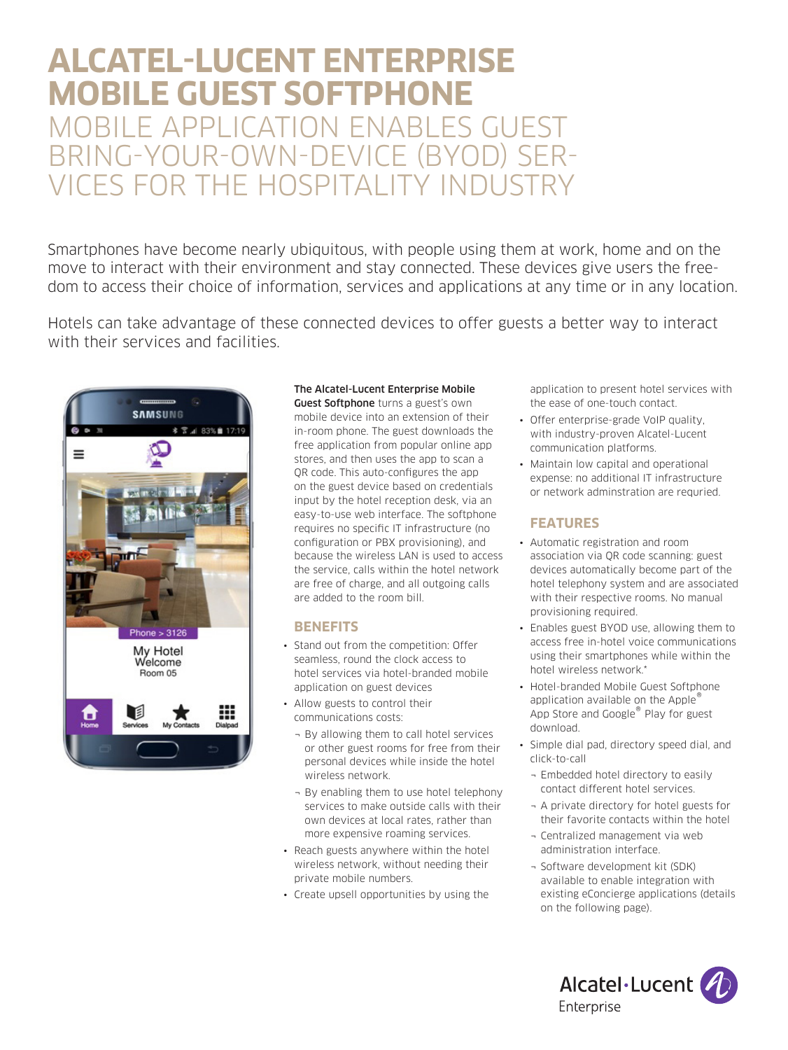# ALCATEL-LUCENT ENTERPRISE MOBILE GUEST SOFTPHONE

## MOBILE APPLICATION ENABLES GUEST BRING-YOUR-OWN-DEVICE (BYOD) SERVICES FOR THE HOSPITALITY INDUSTRY

Smartphones have become nearly ubiquitous, with people using them at work, home and on the move to interact with their environment and stay connected. These devices give users the freedom to access their choice of information, services and applications at any time or in any location.

Hotels can take advantage of these connected devices to offer guests a better way to interact with their services and facilities.

**The Alcatel-Lucent Enterprise Mobile Guest Softphone** turns a guest's own mobile device into an extension of their in-room phone. The guest downloads the free application from popular online app stores, and then uses the app to scan a QR code. This auto-configures the app on the guest device based on credentials input by the hotel reception desk, via an easy-to-use web interface. The softphone requires no specific IT infrastructure (no configuration or PBX provisioning), and because the wireless LAN is used to access the service, calls within the hotel network are free of charge, and all outgoing calls are added to the room bill.

### BENEFITS

- Stand out from the competition: Offer seamless, round the clock access to hotel services via hotel-branded mobile application on guest devices
- Allow guests to control their communications costs:
  - By allowing them to call hotel services or other guest rooms for free from their personal devices while inside the hotel wireless network.
  - By enabling them to use hotel telephony services to make outside calls with their own devices at local rates, rather than more expensive roaming services.
- Reach guests anywhere within the hotel wireless network, without needing their private mobile numbers.
- Create upsell opportunities by using the application to present hotel services with the ease of one-touch contact.
- Offer enterprise-grade VoIP quality, with industry-proven Alcatel-Lucent communication platforms.
- Maintain low capital and operational expense: no additional IT infrastructure or network adminstration are requried.

### FEATURES

- Automatic registration and room association via QR code scanning: guest devices automatically become part of the hotel telephony system and are associated with their respective rooms. No manual provisioning required.
- Enables guest BYOD use, allowing them to access free in-hotel voice communications using their smartphones while within the hotel wireless network.*
- Hotel-branded Mobile Guest Softphone application available on the Apple® App Store and Google® Play for guest download.
- Simple dial pad, directory speed dial, and click-to-call
  - Embedded hotel directory to easily contact different hotel services.
  - A private directory for hotel guests for their favorite contacts within the hotel
  - Centralized management via web administration interface.
  - Software development kit (SDK) available to enable integration with existing eConcierge applications (details on the following page).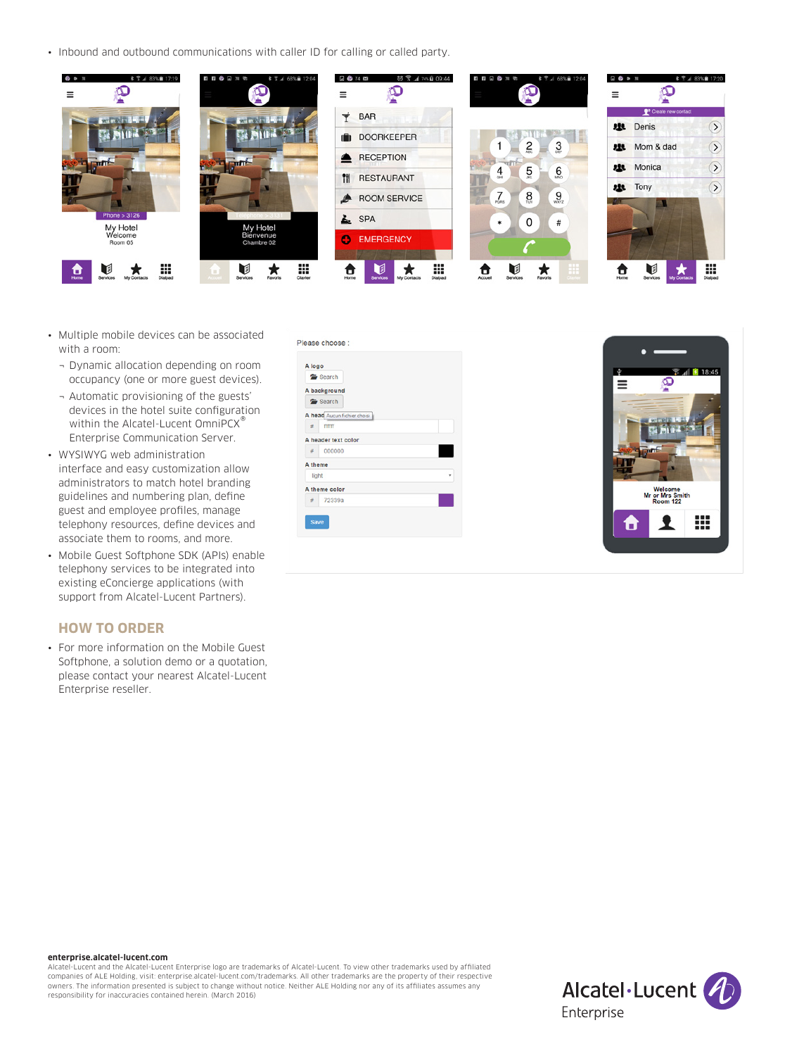- Inbound and outbound communications with caller ID for calling or called party.

- Multiple mobile devices can be associated with a room:
  - Dynamic allocation depending on room occupancy (one or more guest devices).
  - Automatic provisioning of the guests' devices in the hotel suite configuration within the Alcatel-Lucent OmniPCX® Enterprise Communication Server.
- WYSIWYG web administration interface and easy customization allow administrators to match hotel branding guidelines and numbering plan, define guest and employee profiles, manage telephony resources, define devices and associate them to rooms, and more.
- Mobile Guest Softphone SDK (APIs) enable telephony services to be integrated into existing eConcierge applications (with support from Alcatel-Lucent Partners).

## HOW TO ORDER

- For more information on the Mobile Guest Softphone, a solution demo or a quotation, please contact your nearest Alcatel-Lucent Enterprise reseller.

**enterprise.alcatel-lucent.com**
Alcatel-Lucent and the Alcatel-Lucent Enterprise logo are trademarks of Alcatel-Lucent. To view other trademarks used by affiliated companies of ALE Holding, visit: enterprise.alcatel-lucent.com/trademarks. All other trademarks are the property of their respective owners. The information presented is subject to change without notice. Neither ALE Holding nor any of its affiliates assumes any responsibility for inaccuracies contained herein. (March 2016)

Alcatel·Lucent Enterprise